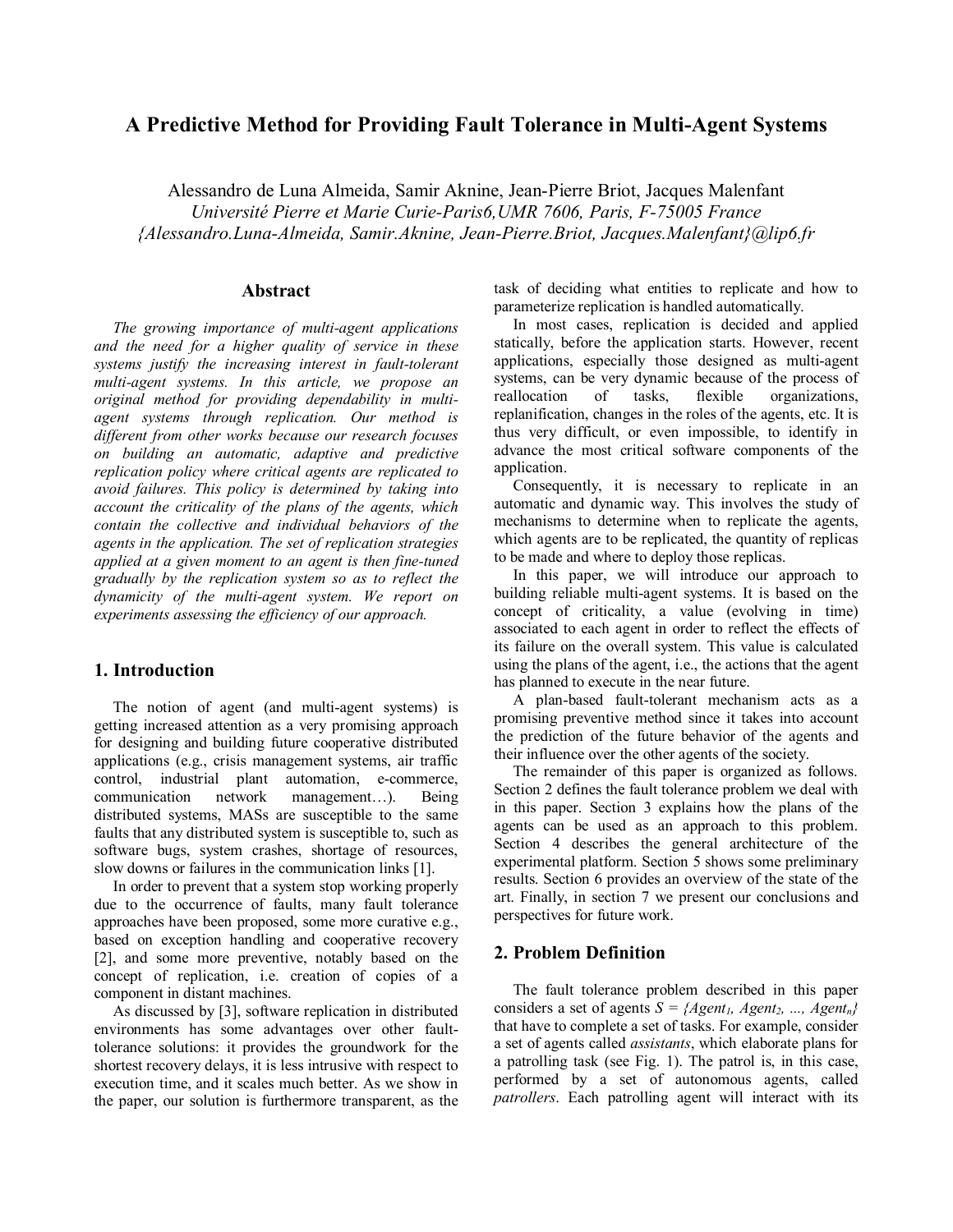# A Predictive Method for Providing Fault Tolerance in Multi-Agent Systems

Alessandro de Luna Almeida, Samir Aknine, Jean-Pierre Briot, Jacques Malenfant
*Université Pierre et Marie Curie-Paris6,UMR 7606, Paris, F-75005 France*
*{Alessandro.Luna-Almeida, Samir.Aknine, Jean-Pierre.Briot, Jacques.Malenfant}@lip6.fr*

## Abstract

*The growing importance of multi-agent applications and the need for a higher quality of service in these systems justify the increasing interest in fault-tolerant multi-agent systems. In this article, we propose an original method for providing dependability in multi-agent systems through replication. Our method is different from other works because our research focuses on building an automatic, adaptive and predictive replication policy where critical agents are replicated to avoid failures. This policy is determined by taking into account the criticality of the plans of the agents, which contain the collective and individual behaviors of the agents in the application. The set of replication strategies applied at a given moment to an agent is then fine-tuned gradually by the replication system so as to reflect the dynamicity of the multi-agent system. We report on experiments assessing the efficiency of our approach.*

## 1. Introduction

The notion of agent (and multi-agent systems) is getting increased attention as a very promising approach for designing and building future cooperative distributed applications (e.g., crisis management systems, air traffic control, industrial plant automation, e-commerce, communication network management…). Being distributed systems, MASs are susceptible to the same faults that any distributed system is susceptible to, such as software bugs, system crashes, shortage of resources, slow downs or failures in the communication links [1].

In order to prevent that a system stop working properly due to the occurrence of faults, many fault tolerance approaches have been proposed, some more curative e.g., based on exception handling and cooperative recovery [2], and some more preventive, notably based on the concept of replication, i.e. creation of copies of a component in distant machines.

As discussed by [3], software replication in distributed environments has some advantages over other fault-tolerance solutions: it provides the groundwork for the shortest recovery delays, it is less intrusive with respect to execution time, and it scales much better. As we show in the paper, our solution is furthermore transparent, as the task of deciding what entities to replicate and how to parameterize replication is handled automatically.

In most cases, replication is decided and applied statically, before the application starts. However, recent applications, especially those designed as multi-agent systems, can be very dynamic because of the process of reallocation of tasks, flexible organizations, replanification, changes in the roles of the agents, etc. It is thus very difficult, or even impossible, to identify in advance the most critical software components of the application.

Consequently, it is necessary to replicate in an automatic and dynamic way. This involves the study of mechanisms to determine when to replicate the agents, which agents are to be replicated, the quantity of replicas to be made and where to deploy those replicas.

In this paper, we will introduce our approach to building reliable multi-agent systems. It is based on the concept of criticality, a value (evolving in time) associated to each agent in order to reflect the effects of its failure on the overall system. This value is calculated using the plans of the agent, i.e., the actions that the agent has planned to execute in the near future.

A plan-based fault-tolerant mechanism acts as a promising preventive method since it takes into account the prediction of the future behavior of the agents and their influence over the other agents of the society.

The remainder of this paper is organized as follows. Section 2 defines the fault tolerance problem we deal with in this paper. Section 3 explains how the plans of the agents can be used as an approach to this problem. Section 4 describes the general architecture of the experimental platform. Section 5 shows some preliminary results. Section 6 provides an overview of the state of the art. Finally, in section 7 we present our conclusions and perspectives for future work.

## 2. Problem Definition

The fault tolerance problem described in this paper considers a set of agents $S = \{Agent_1, Agent_2, ..., Agent_n\}$ that have to complete a set of tasks. For example, consider a set of agents called *assistants*, which elaborate plans for a patrolling task (see Fig. 1). The patrol is, in this case, performed by a set of autonomous agents, called *patrollers*. Each patrolling agent will interact with its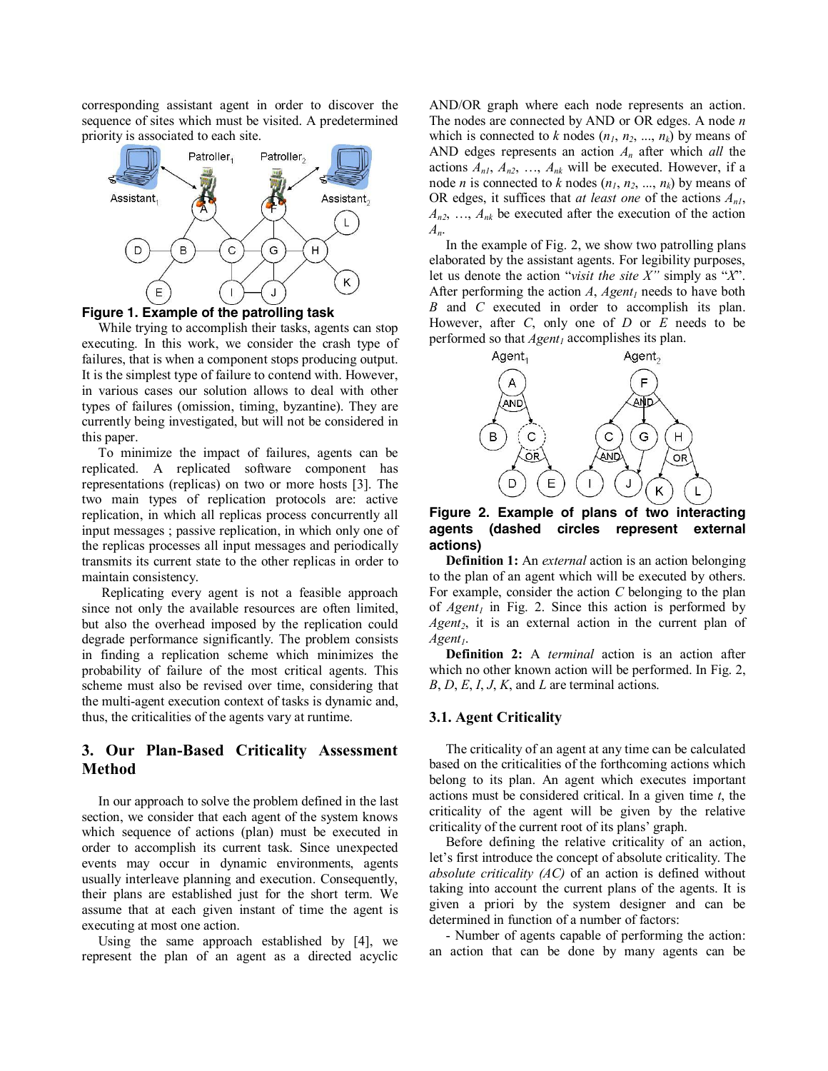corresponding assistant agent in order to discover the sequence of sites which must be visited. A predetermined priority is associated to each site.

Patroller$_1$

Patroller$_2$

Assistant$_1$

Assistant$_2$

A F L D B C G H E I J K

**Figure 1. Example of the patrolling task**

While trying to accomplish their tasks, agents can stop executing. In this work, we consider the crash type of failures, that is when a component stops producing output. It is the simplest type of failure to contend with. However, in various cases our solution allows to deal with other types of failures (omission, timing, byzantine). They are currently being investigated, but will not be considered in this paper.

To minimize the impact of failures, agents can be replicated. A replicated software component has representations (replicas) on two or more hosts [3]. The two main types of replication protocols are: active replication, in which all replicas process concurrently all input messages ; passive replication, in which only one of the replicas processes all input messages and periodically transmits its current state to the other replicas in order to maintain consistency.

Replicating every agent is not a feasible approach since not only the available resources are often limited, but also the overhead imposed by the replication could degrade performance significantly. The problem consists in finding a replication scheme which minimizes the probability of failure of the most critical agents. This scheme must also be revised over time, considering that the multi-agent execution context of tasks is dynamic and, thus, the criticalities of the agents vary at runtime.

## 3. Our Plan-Based Criticality Assessment Method

In our approach to solve the problem defined in the last section, we consider that each agent of the system knows which sequence of actions (plan) must be executed in order to accomplish its current task. Since unexpected events may occur in dynamic environments, agents usually interleave planning and execution. Consequently, their plans are established just for the short term. We assume that at each given instant of time the agent is executing at most one action.

Using the same approach established by [4], we represent the plan of an agent as a directed acyclic AND/OR graph where each node represents an action. The nodes are connected by AND or OR edges. A node $n$ which is connected to $k$ nodes ($n_1$, $n_2$, ..., $n_k$) by means of AND edges represents an action $A_n$ after which *all* the actions $A_{n1}$, $A_{n2}$, …, $A_{nk}$ will be executed. However, if a node $n$ is connected to $k$ nodes ($n_1$, $n_2$, ..., $n_k$) by means of OR edges, it suffices that *at least one* of the actions $A_{n1}$, $A_{n2}$, …, $A_{nk}$ be executed after the execution of the action $A_n$.

In the example of Fig. 2, we show two patrolling plans elaborated by the assistant agents. For legibility purposes, let us denote the action "*visit the site X*" simply as "*X*". After performing the action *A*, *Agent$_1$* needs to have both *B* and *C* executed in order to accomplish its plan. However, after *C*, only one of *D* or *E* needs to be performed so that *Agent$_1$* accomplishes its plan.

Agent$_1$

Agent$_2$

A AND B C OR D E

F AND C G H AND OR I J K L

**Figure 2. Example of plans of two interacting agents (dashed circles represent external actions)**

**Definition 1:** An *external* action is an action belonging to the plan of an agent which will be executed by others. For example, consider the action *C* belonging to the plan of *Agent$_1$* in Fig. 2. Since this action is performed by *Agent$_2$*, it is an external action in the current plan of *Agent$_1$*.

**Definition 2:** A *terminal* action is an action after which no other known action will be performed. In Fig. 2, *B*, *D*, *E*, *I*, *J*, *K*, and *L* are terminal actions.

### 3.1. Agent Criticality

The criticality of an agent at any time can be calculated based on the criticalities of the forthcoming actions which belong to its plan. An agent which executes important actions must be considered critical. In a given time *t*, the criticality of the agent will be given by the relative criticality of the current root of its plans' graph.

Before defining the relative criticality of an action, let's first introduce the concept of absolute criticality. The *absolute criticality (AC)* of an action is defined without taking into account the current plans of the agents. It is given a priori by the system designer and can be determined in function of a number of factors:

- Number of agents capable of performing the action: an action that can be done by many agents can be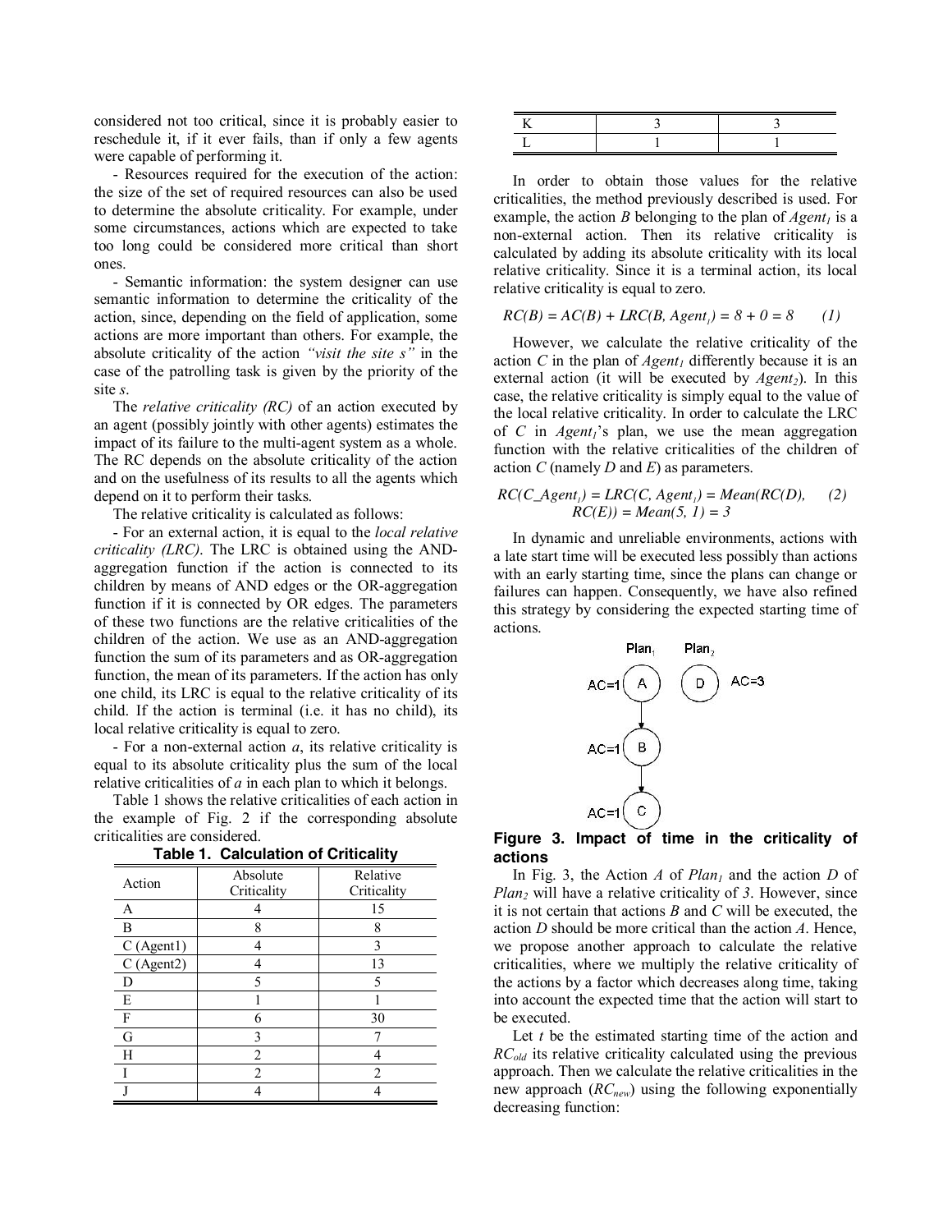considered not too critical, since it is probably easier to reschedule it, if it ever fails, than if only a few agents were capable of performing it.

- Resources required for the execution of the action: the size of the set of required resources can also be used to determine the absolute criticality. For example, under some circumstances, actions which are expected to take too long could be considered more critical than short ones.

- Semantic information: the system designer can use semantic information to determine the criticality of the action, since, depending on the field of application, some actions are more important than others. For example, the absolute criticality of the action *"visit the site s"* in the case of the patrolling task is given by the priority of the site *s*.

The *relative criticality (RC)* of an action executed by an agent (possibly jointly with other agents) estimates the impact of its failure to the multi-agent system as a whole. The RC depends on the absolute criticality of the action and on the usefulness of its results to all the agents which depend on it to perform their tasks.

The relative criticality is calculated as follows:

- For an external action, it is equal to the *local relative criticality (LRC)*. The LRC is obtained using the AND-aggregation function if the action is connected to its children by means of AND edges or the OR-aggregation function if it is connected by OR edges. The parameters of these two functions are the relative criticalities of the children of the action. We use as an AND-aggregation function the sum of its parameters and as OR-aggregation function, the mean of its parameters. If the action has only one child, its LRC is equal to the relative criticality of its child. If the action is terminal (i.e. it has no child), its local relative criticality is equal to zero.

- For a non-external action *a*, its relative criticality is equal to its absolute criticality plus the sum of the local relative criticalities of *a* in each plan to which it belongs.

Table 1 shows the relative criticalities of each action in the example of Fig. 2 if the corresponding absolute criticalities are considered.

**Table 1. Calculation of Criticality**

| Action | Absolute Criticality | Relative Criticality |
|---|---|---|
| A | 4 | 15 |
| B | 8 | 8 |
| C (Agent1) | 4 | 3 |
| C (Agent2) | 4 | 13 |
| D | 5 | 5 |
| E | 1 | 1 |
| F | 6 | 30 |
| G | 3 | 7 |
| H | 2 | 4 |
| I | 2 | 2 |
| J | 4 | 4 |
| K | 3 | 3 |
| L | 1 | 1 |

In order to obtain those values for the relative criticalities, the method previously described is used. For example, the action *B* belonging to the plan of $Agent_1$ is a non-external action. Then its relative criticality is calculated by adding its absolute criticality with its local relative criticality. Since it is a terminal action, its local relative criticality is equal to zero.

$$RC(B) = AC(B) + LRC(B, Agent_1) = 8 + 0 = 8 \qquad (1)$$

However, we calculate the relative criticality of the action *C* in the plan of $Agent_1$ differently because it is an external action (it will be executed by $Agent_2$). In this case, the relative criticality is simply equal to the value of the local relative criticality. In order to calculate the LRC of *C* in $Agent_1$'s plan, we use the mean aggregation function with the relative criticalities of the children of action *C* (namely *D* and *E*) as parameters.

$$RC(C\_Agent_1) = LRC(C, Agent_1) = Mean(RC(D), RC(E)) = Mean(5, 1) = 3 \qquad (2)$$

In dynamic and unreliable environments, actions with a late start time will be executed less possibly than actions with an early starting time, since the plans can change or failures can happen. Consequently, we have also refined this strategy by considering the expected starting time of actions.

**Figure 3. Impact of time in the criticality of actions**

In Fig. 3, the Action *A* of $Plan_1$ and the action *D* of $Plan_2$ will have a relative criticality of *3*. However, since it is not certain that actions *B* and *C* will be executed, the action *D* should be more critical than the action *A*. Hence, we propose another approach to calculate the relative criticalities, where we multiply the relative criticality of the actions by a factor which decreases along time, taking into account the expected time that the action will start to be executed.

Let *t* be the estimated starting time of the action and $RC_{old}$ its relative criticality calculated using the previous approach. Then we calculate the relative criticalities in the new approach ($RC_{new}$) using the following exponentially decreasing function: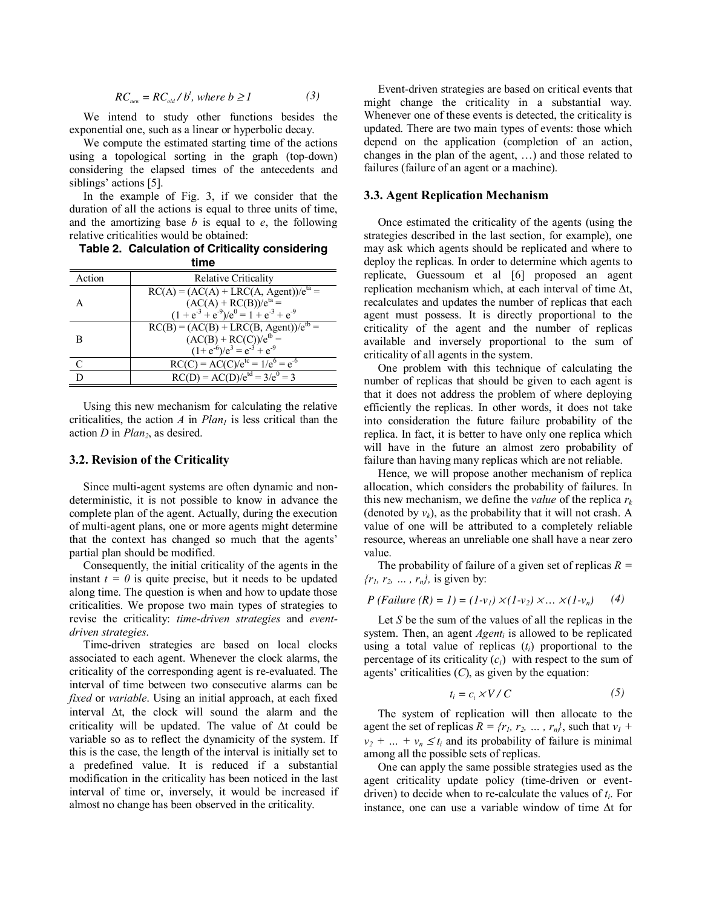$$RC_{new} = RC_{old} / b^t, \text{ where } b \geq 1 \quad (3)$$

We intend to study other functions besides the exponential one, such as a linear or hyperbolic decay.

We compute the estimated starting time of the actions using a topological sorting in the graph (top-down) considering the elapsed times of the antecedents and siblings' actions [5].

In the example of Fig. 3, if we consider that the duration of all the actions is equal to three units of time, and the amortizing base $b$ is equal to $e$, the following relative criticalities would be obtained:

**Table 2. Calculation of Criticality considering time**

| Action | Relative Criticality |
|---|---|
| A | $RC(A) = (AC(A) + LRC(A, Agent))/e^{ta} = (AC(A) + RC(B))/e^{ta} = (1 + e^{-3} + e^{-9})/e^{0} = 1 + e^{-3} + e^{-9}$ |
| B | $RC(B) = (AC(B) + LRC(B, Agent))/e^{tb} = (AC(B) + RC(C))/e^{tb} = (1+ e^{-6})/e^{3} = e^{-3} + e^{-9}$ |
| C | $RC(C) = AC(C)/e^{tc} = 1/e^{6} = e^{-6}$ |
| D | $RC(D) = AC(D)/e^{td} = 3/e^{0} = 3$ |

Using this new mechanism for calculating the relative criticalities, the action $A$ in $Plan_1$ is less critical than the action $D$ in $Plan_2$, as desired.

### 3.2. Revision of the Criticality

Since multi-agent systems are often dynamic and non-deterministic, it is not possible to know in advance the complete plan of the agent. Actually, during the execution of multi-agent plans, one or more agents might determine that the context has changed so much that the agents' partial plan should be modified.

Consequently, the initial criticality of the agents in the instant $t = 0$ is quite precise, but it needs to be updated along time. The question is when and how to update those criticalities. We propose two main types of strategies to revise the criticality: *time-driven strategies* and *event-driven strategies*.

Time-driven strategies are based on local clocks associated to each agent. Whenever the clock alarms, the criticality of the corresponding agent is re-evaluated. The interval of time between two consecutive alarms can be *fixed* or *variable*. Using an initial approach, at each fixed interval $\Delta t$, the clock will sound the alarm and the criticality will be updated. The value of $\Delta t$ could be variable so as to reflect the dynamicity of the system. If this is the case, the length of the interval is initially set to a predefined value. It is reduced if a substantial modification in the criticality has been noticed in the last interval of time or, inversely, it would be increased if almost no change has been observed in the criticality.

Event-driven strategies are based on critical events that might change the criticality in a substantial way. Whenever one of these events is detected, the criticality is updated. There are two main types of events: those which depend on the application (completion of an action, changes in the plan of the agent, …) and those related to failures (failure of an agent or a machine).

### 3.3. Agent Replication Mechanism

Once estimated the criticality of the agents (using the strategies described in the last section, for example), one may ask which agents should be replicated and where to deploy the replicas. In order to determine which agents to replicate, Guessoum et al [6] proposed an agent replication mechanism which, at each interval of time $\Delta t$, recalculates and updates the number of replicas that each agent must possess. It is directly proportional to the criticality of the agent and the number of replicas available and inversely proportional to the sum of criticality of all agents in the system.

One problem with this technique of calculating the number of replicas that should be given to each agent is that it does not address the problem of where deploying efficiently the replicas. In other words, it does not take into consideration the future failure probability of the replica. In fact, it is better to have only one replica which will have in the future an almost zero probability of failure than having many replicas which are not reliable.

Hence, we will propose another mechanism of replica allocation, which considers the probability of failures. In this new mechanism, we define the *value* of the replica $r_k$ (denoted by $v_k$), as the probability that it will not crash. A value of one will be attributed to a completely reliable resource, whereas an unreliable one shall have a near zero value.

The probability of failure of a given set of replicas $R = \{r_1, r_2, \ldots, r_n\}$, is given by:

$$P\,(Failure\,(R) = 1) = (1\text{-}v_1) \times (1\text{-}v_2) \times \ldots \times (1\text{-}v_n) \quad (4)$$

Let $S$ be the sum of the values of all the replicas in the system. Then, an agent $Agent_i$ is allowed to be replicated using a total value of replicas ($t_i$) proportional to the percentage of its criticality ($c_i$) with respect to the sum of agents' criticalities ($C$), as given by the equation:

$$t_i = c_i \times V / C \quad (5)$$

The system of replication will then allocate to the agent the set of replicas $R = \{r_1, r_2, \ldots, r_n\}$, such that $v_1 + v_2 + \ldots + v_n \leq t_i$ and its probability of failure is minimal among all the possible sets of replicas.

One can apply the same possible strategies used as the agent criticality update policy (time-driven or event-driven) to decide when to re-calculate the values of $t_i$. For instance, one can use a variable window of time $\Delta t$ for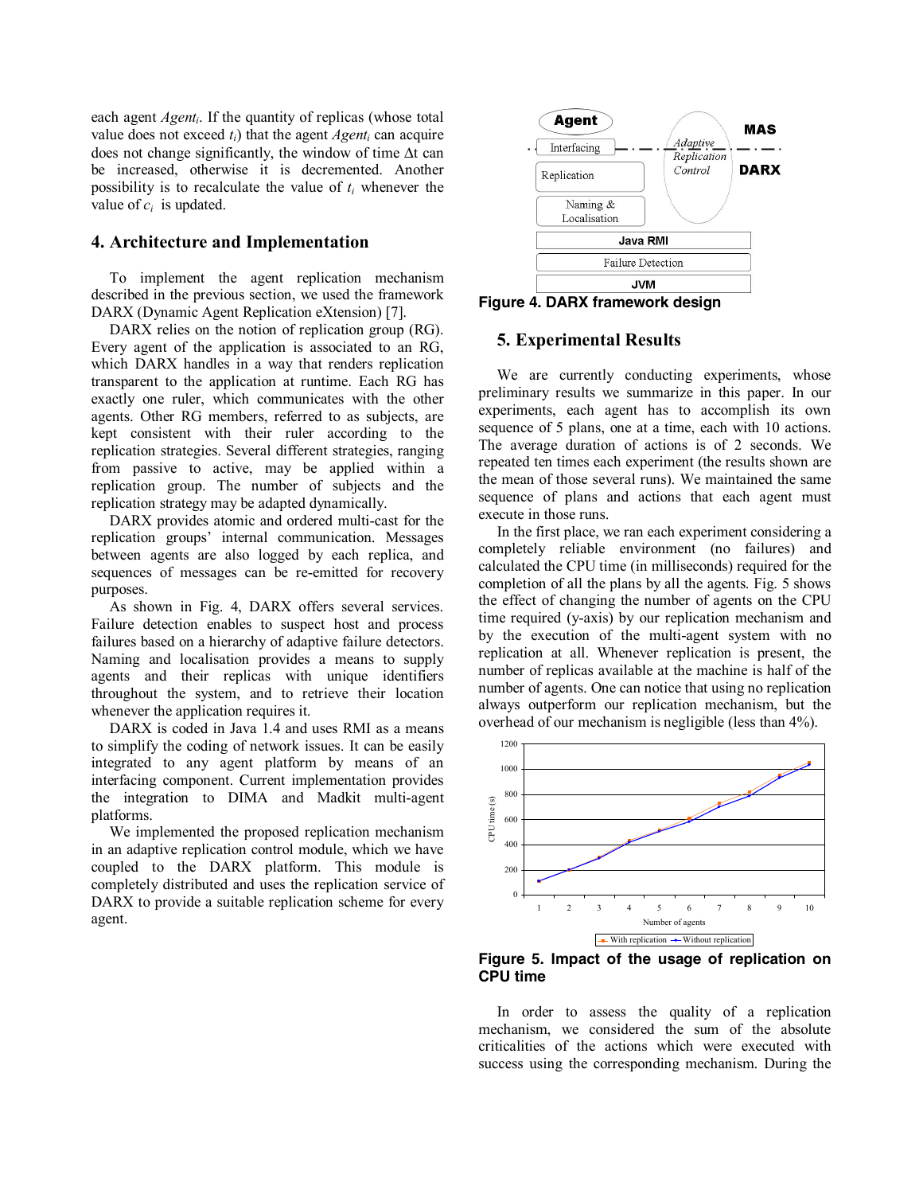each agent $Agent_i$. If the quantity of replicas (whose total value does not exceed $t_i$) that the agent $Agent_i$ can acquire does not change significantly, the window of time $\Delta t$ can be increased, otherwise it is decremented. Another possibility is to recalculate the value of $t_i$ whenever the value of $c_i$ is updated.

## 4. Architecture and Implementation

To implement the agent replication mechanism described in the previous section, we used the framework DARX (Dynamic Agent Replication eXtension) [7].

DARX relies on the notion of replication group (RG). Every agent of the application is associated to an RG, which DARX handles in a way that renders replication transparent to the application at runtime. Each RG has exactly one ruler, which communicates with the other agents. Other RG members, referred to as subjects, are kept consistent with their ruler according to the replication strategies. Several different strategies, ranging from passive to active, may be applied within a replication group. The number of subjects and the replication strategy may be adapted dynamically.

DARX provides atomic and ordered multi-cast for the replication groups' internal communication. Messages between agents are also logged by each replica, and sequences of messages can be re-emitted for recovery purposes.

As shown in Fig. 4, DARX offers several services. Failure detection enables to suspect host and process failures based on a hierarchy of adaptive failure detectors. Naming and localisation provides a means to supply agents and their replicas with unique identifiers throughout the system, and to retrieve their location whenever the application requires it.

DARX is coded in Java 1.4 and uses RMI as a means to simplify the coding of network issues. It can be easily integrated to any agent platform by means of an interfacing component. Current implementation provides the integration to DIMA and Madkit multi-agent platforms.

We implemented the proposed replication mechanism in an adaptive replication control module, which we have coupled to the DARX platform. This module is completely distributed and uses the replication service of DARX to provide a suitable replication scheme for every agent.

**Figure 4. DARX framework design**

## 5. Experimental Results

We are currently conducting experiments, whose preliminary results we summarize in this paper. In our experiments, each agent has to accomplish its own sequence of 5 plans, one at a time, each with 10 actions. The average duration of actions is of 2 seconds. We repeated ten times each experiment (the results shown are the mean of those several runs). We maintained the same sequence of plans and actions that each agent must execute in those runs.

In the first place, we ran each experiment considering a completely reliable environment (no failures) and calculated the CPU time (in milliseconds) required for the completion of all the plans by all the agents. Fig. 5 shows the effect of changing the number of agents on the CPU time required (y-axis) by our replication mechanism and by the execution of the multi-agent system with no replication at all. Whenever replication is present, the number of replicas available at the machine is half of the number of agents. One can notice that using no replication always outperform our replication mechanism, but the overhead of our mechanism is negligible (less than 4%).

**Figure 5. Impact of the usage of replication on CPU time**

In order to assess the quality of a replication mechanism, we considered the sum of the absolute criticalities of the actions which were executed with success using the corresponding mechanism. During the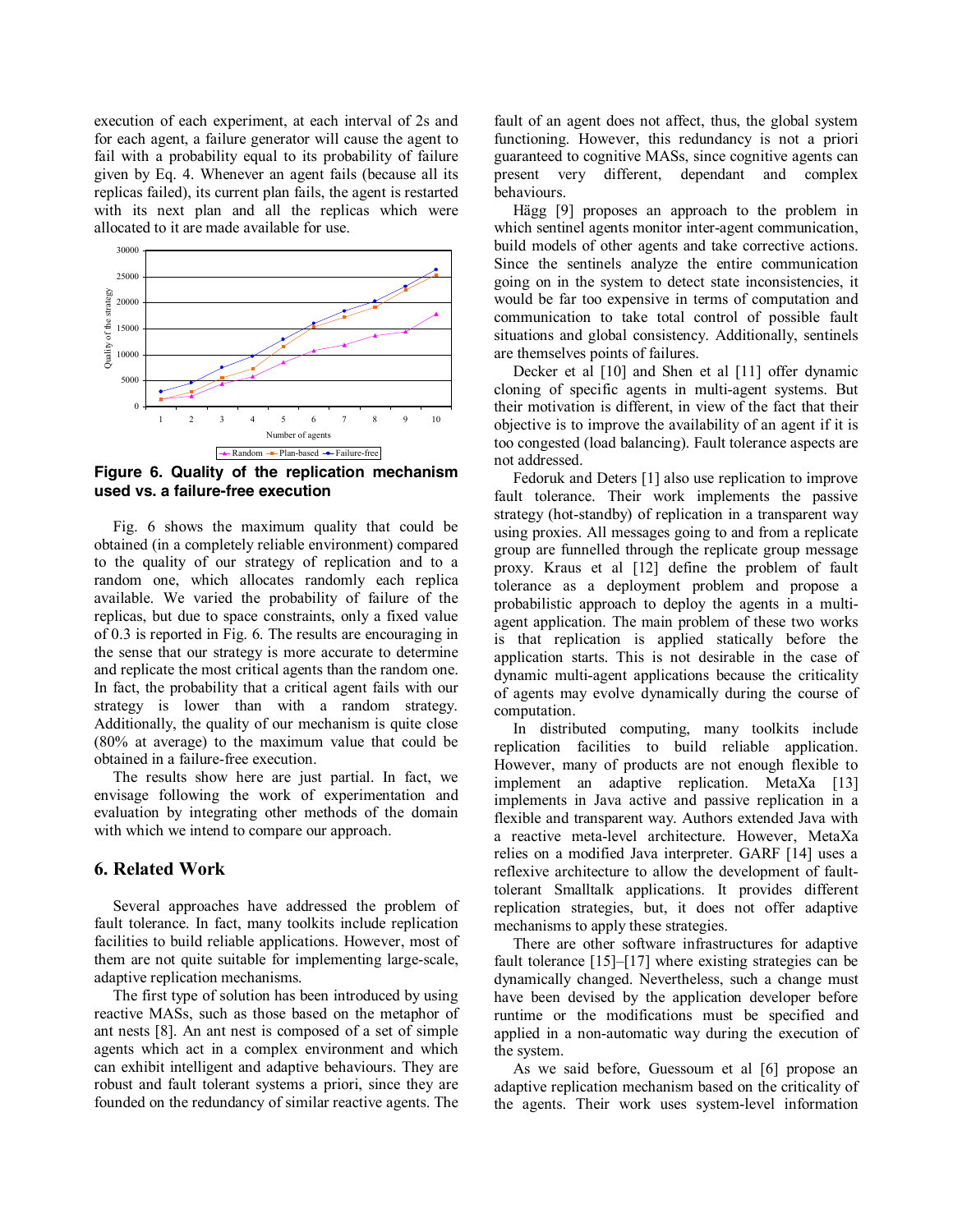execution of each experiment, at each interval of 2s and for each agent, a failure generator will cause the agent to fail with a probability equal to its probability of failure given by Eq. 4. Whenever an agent fails (because all its replicas failed), its current plan fails, the agent is restarted with its next plan and all the replicas which were allocated to it are made available for use.

30000
25000
20000
15000
10000
5000
0
Quality of the strategy
1 2 3 4 5 6 7 8 9 10
Number of agents
Random Plan-based Failure-free

**Figure 6. Quality of the replication mechanism used vs. a failure-free execution**

Fig. 6 shows the maximum quality that could be obtained (in a completely reliable environment) compared to the quality of our strategy of replication and to a random one, which allocates randomly each replica available. We varied the probability of failure of the replicas, but due to space constraints, only a fixed value of 0.3 is reported in Fig. 6. The results are encouraging in the sense that our strategy is more accurate to determine and replicate the most critical agents than the random one. In fact, the probability that a critical agent fails with our strategy is lower than with a random strategy. Additionally, the quality of our mechanism is quite close (80% at average) to the maximum value that could be obtained in a failure-free execution.

The results show here are just partial. In fact, we envisage following the work of experimentation and evaluation by integrating other methods of the domain with which we intend to compare our approach.

## 6. Related Work

Several approaches have addressed the problem of fault tolerance. In fact, many toolkits include replication facilities to build reliable applications. However, most of them are not quite suitable for implementing large-scale, adaptive replication mechanisms.

The first type of solution has been introduced by using reactive MASs, such as those based on the metaphor of ant nests [8]. An ant nest is composed of a set of simple agents which act in a complex environment and which can exhibit intelligent and adaptive behaviours. They are robust and fault tolerant systems a priori, since they are founded on the redundancy of similar reactive agents. The fault of an agent does not affect, thus, the global system functioning. However, this redundancy is not a priori guaranteed to cognitive MASs, since cognitive agents can present very different, dependant and complex behaviours.

Hägg [9] proposes an approach to the problem in which sentinel agents monitor inter-agent communication, build models of other agents and take corrective actions. Since the sentinels analyze the entire communication going on in the system to detect state inconsistencies, it would be far too expensive in terms of computation and communication to take total control of possible fault situations and global consistency. Additionally, sentinels are themselves points of failures.

Decker et al [10] and Shen et al [11] offer dynamic cloning of specific agents in multi-agent systems. But their motivation is different, in view of the fact that their objective is to improve the availability of an agent if it is too congested (load balancing). Fault tolerance aspects are not addressed.

Fedoruk and Deters [1] also use replication to improve fault tolerance. Their work implements the passive strategy (hot-standby) of replication in a transparent way using proxies. All messages going to and from a replicate group are funnelled through the replicate group message proxy. Kraus et al [12] define the problem of fault tolerance as a deployment problem and propose a probabilistic approach to deploy the agents in a multi-agent application. The main problem of these two works is that replication is applied statically before the application starts. This is not desirable in the case of dynamic multi-agent applications because the criticality of agents may evolve dynamically during the course of computation.

In distributed computing, many toolkits include replication facilities to build reliable application. However, many of products are not enough flexible to implement an adaptive replication. MetaXa [13] implements in Java active and passive replication in a flexible and transparent way. Authors extended Java with a reactive meta-level architecture. However, MetaXa relies on a modified Java interpreter. GARF [14] uses a reflexive architecture to allow the development of fault-tolerant Smalltalk applications. It provides different replication strategies, but, it does not offer adaptive mechanisms to apply these strategies.

There are other software infrastructures for adaptive fault tolerance [15]–[17] where existing strategies can be dynamically changed. Nevertheless, such a change must have been devised by the application developer before runtime or the modifications must be specified and applied in a non-automatic way during the execution of the system.

As we said before, Guessoum et al [6] propose an adaptive replication mechanism based on the criticality of the agents. Their work uses system-level information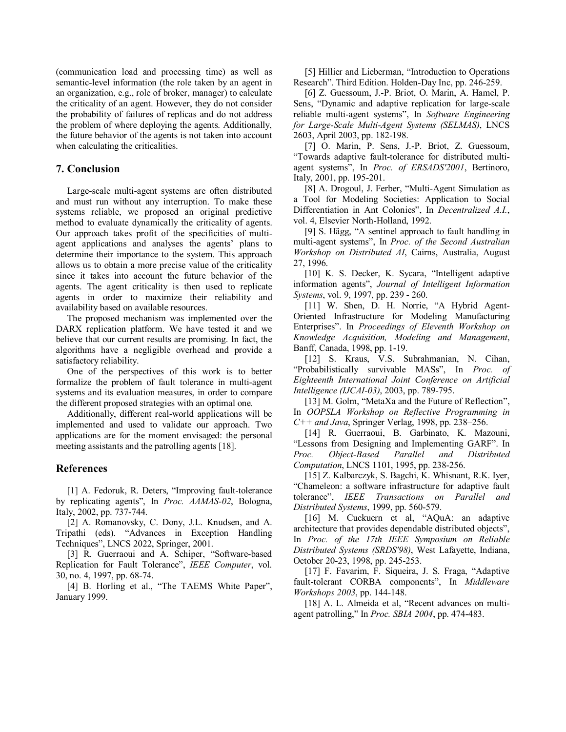(communication load and processing time) as well as semantic-level information (the role taken by an agent in an organization, e.g., role of broker, manager) to calculate the criticality of an agent. However, they do not consider the probability of failures of replicas and do not address the problem of where deploying the agents. Additionally, the future behavior of the agents is not taken into account when calculating the criticalities.

## 7. Conclusion

Large-scale multi-agent systems are often distributed and must run without any interruption. To make these systems reliable, we proposed an original predictive method to evaluate dynamically the criticality of agents. Our approach takes profit of the specificities of multi-agent applications and analyses the agents' plans to determine their importance to the system. This approach allows us to obtain a more precise value of the criticality since it takes into account the future behavior of the agents. The agent criticality is then used to replicate agents in order to maximize their reliability and availability based on available resources.

The proposed mechanism was implemented over the DARX replication platform. We have tested it and we believe that our current results are promising. In fact, the algorithms have a negligible overhead and provide a satisfactory reliability.

One of the perspectives of this work is to better formalize the problem of fault tolerance in multi-agent systems and its evaluation measures, in order to compare the different proposed strategies with an optimal one.

Additionally, different real-world applications will be implemented and used to validate our approach. Two applications are for the moment envisaged: the personal meeting assistants and the patrolling agents [18].

## References

[1] A. Fedoruk, R. Deters, "Improving fault-tolerance by replicating agents", In *Proc. AAMAS-02*, Bologna, Italy, 2002, pp. 737-744.

[2] A. Romanovsky, C. Dony, J.L. Knudsen, and A. Tripathi (eds). "Advances in Exception Handling Techniques", LNCS 2022, Springer, 2001.

[3] R. Guerraoui and A. Schiper, "Software-based Replication for Fault Tolerance", *IEEE Computer*, vol. 30, no. 4, 1997, pp. 68-74.

[4] B. Horling et al., "The TAEMS White Paper", January 1999.

[5] Hillier and Lieberman, "Introduction to Operations Research". Third Edition. Holden-Day Inc, pp. 246-259.

[6] Z. Guessoum, J.-P. Briot, O. Marin, A. Hamel, P. Sens, "Dynamic and adaptive replication for large-scale reliable multi-agent systems", In *Software Engineering for Large-Scale Multi-Agent Systems (SELMAS)*, LNCS 2603, April 2003, pp. 182-198.

[7] O. Marin, P. Sens, J.-P. Briot, Z. Guessoum, "Towards adaptive fault-tolerance for distributed multi-agent systems", In *Proc. of ERSADS'2001*, Bertinoro, Italy, 2001, pp. 195-201.

[8] A. Drogoul, J. Ferber, "Multi-Agent Simulation as a Tool for Modeling Societies: Application to Social Differentiation in Ant Colonies", In *Decentralized A.I.*, vol. 4, Elsevier North-Holland, 1992.

[9] S. Hägg, "A sentinel approach to fault handling in multi-agent systems", In *Proc. of the Second Australian Workshop on Distributed AI*, Cairns, Australia, August 27, 1996.

[10] K. S. Decker, K. Sycara, "Intelligent adaptive information agents", *Journal of Intelligent Information Systems*, vol. 9, 1997, pp. 239 - 260.

[11] W. Shen, D. H. Norrie, "A Hybrid Agent-Oriented Infrastructure for Modeling Manufacturing Enterprises". In *Proceedings of Eleventh Workshop on Knowledge Acquisition, Modeling and Management*, Banff, Canada, 1998, pp. 1-19.

[12] S. Kraus, V.S. Subrahmanian, N. Cihan, "Probabilistically survivable MASs", In *Proc. of Eighteenth International Joint Conference on Artificial Intelligence (IJCAI-03)*, 2003, pp. 789-795.

[13] M. Golm, "MetaXa and the Future of Reflection", In *OOPSLA Workshop on Reflective Programming in C++ and Java*, Springer Verlag, 1998, pp. 238–256.

[14] R. Guerraoui, B. Garbinato, K. Mazouni, "Lessons from Designing and Implementing GARF". In *Proc. Object-Based Parallel and Distributed Computation*, LNCS 1101, 1995, pp. 238-256.

[15] Z. Kalbarczyk, S. Bagchi, K. Whisnant, R.K. Iyer, "Chameleon: a software infrastructure for adaptive fault tolerance", *IEEE Transactions on Parallel and Distributed Systems*, 1999, pp. 560-579.

[16] M. Cuckuern et al, "AQuA: an adaptive architecture that provides dependable distributed objects", In *Proc. of the 17th IEEE Symposium on Reliable Distributed Systems (SRDS'98)*, West Lafayette, Indiana, October 20-23, 1998, pp. 245-253.

[17] F. Favarim, F. Siqueira, J. S. Fraga, "Adaptive fault-tolerant CORBA components", In *Middleware Workshops 2003*, pp. 144-148.

[18] A. L. Almeida et al, "Recent advances on multi-agent patrolling," In *Proc. SBIA 2004*, pp. 474-483.